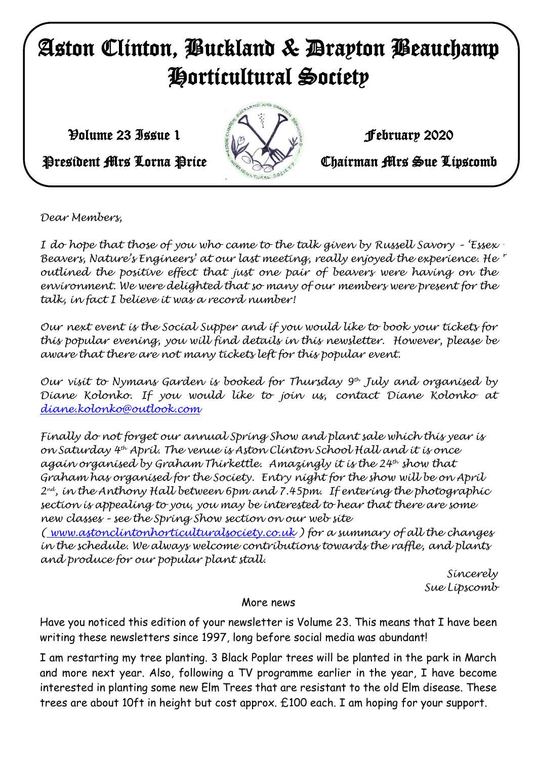# Aston Clinton, Buckland & Drayton Beauchamp Horticultural Society

Volume 23 Issue 1 — February 2020

President Mrs Lorna Price — Chairman Mrs Sue Lipscomb

*Dear Members,*

*I do hope that those of you who came to the talk given by Russell Savory - 'Essex Beavers, Nature's Engineers' at our last meeting, really enjoyed the experience. He outlined the positive effect that just one pair of beavers were having on the environment. We were delighted that so many of our members were present for the talk, in fact I believe it was a record number!*

*Our next event is the Social Supper and if you would like to book your tickets for this popular evening, you will find details in this newsletter. However, please be aware that there are not many tickets left for this popular event.*

*Our visit to Nymans Garden is booked for Thursday 9th July and organised by Diane Kolonko. If you would like to join us, contact Diane Kolonko at diane.kolonko@outlook.com*

*Finally do not forget our annual Spring Show and plant sale which this year is on Saturday 4th April. The venue is Aston Clinton School Hall and it is once again organised by Graham Thirkettle. Amazingly it is the 24th show that Graham has organised for the Society. Entry night for the show will be on April 2nd, in the Anthony Hall between 6pm and 7.45pm. If entering the photographic section is appealing to you, you may be interested to hear that there are some new classes - see the Spring Show section on our web site ( www.astonclintonhorticulturalsociety.co.uk ) for a summary of all the changes in the schedule. We always welcome contributions towards the raffle, and plants and produce for our popular plant stall.*

*Sincerely*
*Sue Lipscomb*

More news

Have you noticed this edition of your newsletter is Volume 23. This means that I have been writing these newsletters since 1997, long before social media was abundant!

I am restarting my tree planting. 3 Black Poplar trees will be planted in the park in March and more next year. Also, following a TV programme earlier in the year, I have become interested in planting some new Elm Trees that are resistant to the old Elm disease. These trees are about 10ft in height but cost approx. £100 each. I am hoping for your support.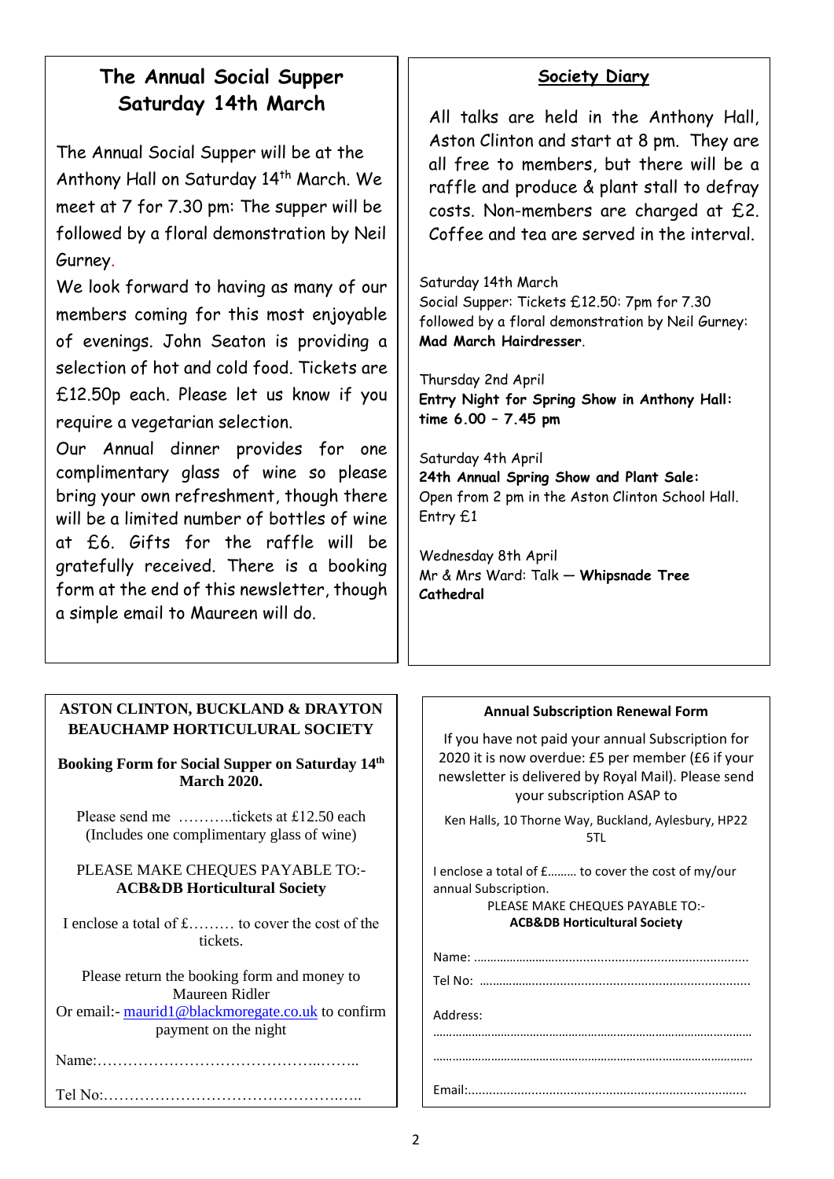## The Annual Social Supper Saturday 14th March

The Annual Social Supper will be at the Anthony Hall on Saturday 14th March. We meet at 7 for 7.30 pm: The supper will be followed by a floral demonstration by Neil Gurney.

We look forward to having as many of our members coming for this most enjoyable of evenings. John Seaton is providing a selection of hot and cold food. Tickets are £12.50p each. Please let us know if you require a vegetarian selection.

Our Annual dinner provides for one complimentary glass of wine so please bring your own refreshment, though there will be a limited number of bottles of wine at £6. Gifts for the raffle will be gratefully received. There is a booking form at the end of this newsletter, though a simple email to Maureen will do.

## Society Diary

All talks are held in the Anthony Hall, Aston Clinton and start at 8 pm. They are all free to members, but there will be a raffle and produce & plant stall to defray costs. Non-members are charged at £2. Coffee and tea are served in the interval.

Saturday 14th March
Social Supper: Tickets £12.50: 7pm for 7.30 followed by a floral demonstration by Neil Gurney: **Mad March Hairdresser**.

Thursday 2nd April
**Entry Night for Spring Show in Anthony Hall: time 6.00 – 7.45 pm**

Saturday 4th April
**24th Annual Spring Show and Plant Sale:**
Open from 2 pm in the Aston Clinton School Hall. Entry £1

Wednesday 8th April
Mr & Mrs Ward: Talk — **Whipsnade Tree Cathedral**

**ASTON CLINTON, BUCKLAND & DRAYTON BEAUCHAMP HORTICULURAL SOCIETY**

**Booking Form for Social Supper on Saturday 14th March 2020.**

Please send me ………..tickets at £12.50 each (Includes one complimentary glass of wine)

PLEASE MAKE CHEQUES PAYABLE TO:-
**ACB&DB Horticultural Society**

I enclose a total of £……… to cover the cost of the tickets.

Please return the booking form and money to Maureen Ridler
Or email:- maurid1@blackmoregate.co.uk to confirm payment on the night

Name:……………………………………..……..

Tel No:……………………………………….…..

**Annual Subscription Renewal Form**

If you have not paid your annual Subscription for 2020 it is now overdue: £5 per member (£6 if your newsletter is delivered by Royal Mail). Please send your subscription ASAP to

Ken Halls, 10 Thorne Way, Buckland, Aylesbury, HP22 5TL

I enclose a total of £……… to cover the cost of my/our annual Subscription.
PLEASE MAKE CHEQUES PAYABLE TO:-
**ACB&DB Horticultural Society**

Name: ……………………………………………………………………

Tel No: …………………………………………………………………

Address:
…………………………………………………………………………………
…………………………………………………………………………………

Email:……………………………………………………………………